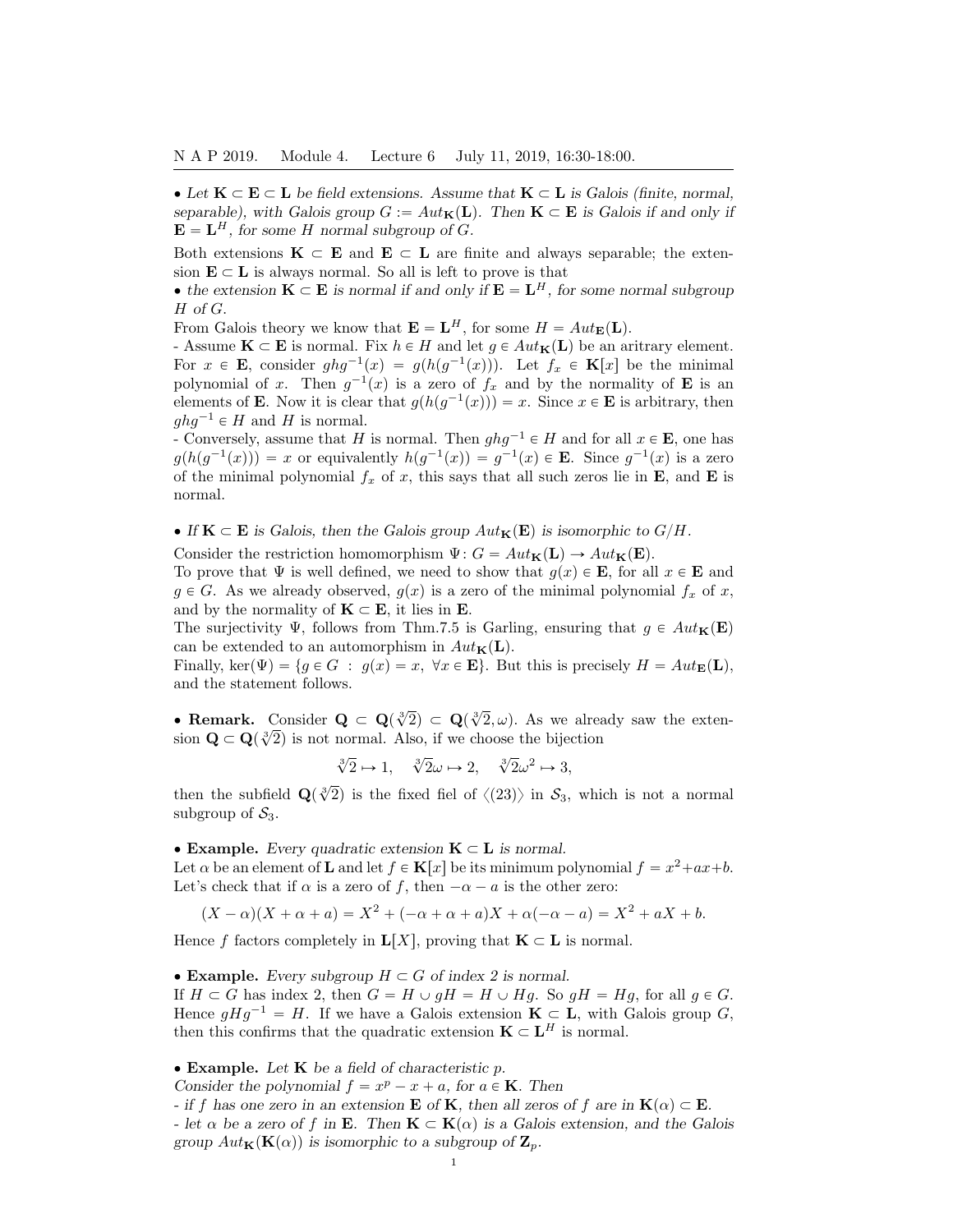• *Let $\mathbf{K} \subset \mathbf{E} \subset \mathbf{L}$ be field extensions. Assume that $\mathbf{K} \subset \mathbf{L}$ is Galois (finite, normal, separable), with Galois group $G := Aut_{\mathbf{K}}(\mathbf{L})$. Then $\mathbf{K} \subset \mathbf{E}$ is Galois if and only if $\mathbf{E} = \mathbf{L}^H$, for some $H$ normal subgroup of $G$.*

Both extensions $\mathbf{K} \subset \mathbf{E}$ and $\mathbf{E} \subset \mathbf{L}$ are finite and always separable; the extension $\mathbf{E} \subset \mathbf{L}$ is always normal. So all is left to prove is that

• *the extension $\mathbf{K} \subset \mathbf{E}$ is normal if and only if $\mathbf{E} = \mathbf{L}^H$, for some normal subgroup $H$ of $G$.*

From Galois theory we know that $\mathbf{E} = \mathbf{L}^H$, for some $H = Aut_{\mathbf{E}}(\mathbf{L})$.

- Assume $\mathbf{K} \subset \mathbf{E}$ is normal. Fix $h \in H$ and let $g \in Aut_{\mathbf{K}}(\mathbf{L})$ be an aritrary element. For $x \in \mathbf{E}$, consider $ghg^{-1}(x) = g(h(g^{-1}(x)))$. Let $f_x \in \mathbf{K}[x]$ be the minimal polynomial of $x$. Then $g^{-1}(x)$ is a zero of $f_x$ and by the normality of $\mathbf{E}$ is an elements of $\mathbf{E}$. Now it is clear that $g(h(g^{-1}(x))) = x$. Since $x \in \mathbf{E}$ is arbitrary, then $ghg^{-1} \in H$ and $H$ is normal.

- Conversely, assume that $H$ is normal. Then $ghg^{-1} \in H$ and for all $x \in \mathbf{E}$, one has $g(h(g^{-1}(x))) = x$ or equivalently $h(g^{-1}(x)) = g^{-1}(x) \in \mathbf{E}$. Since $g^{-1}(x)$ is a zero of the minimal polynomial $f_x$ of $x$, this says that all such zeros lie in $\mathbf{E}$, and $\mathbf{E}$ is normal.

• *If $\mathbf{K} \subset \mathbf{E}$ is Galois, then the Galois group $Aut_{\mathbf{K}}(\mathbf{E})$ is isomorphic to $G/H$.*

Consider the restriction homomorphism $\Psi \colon G = Aut_{\mathbf{K}}(\mathbf{L}) \to Aut_{\mathbf{K}}(\mathbf{E})$.

To prove that $\Psi$ is well defined, we need to show that $g(x) \in \mathbf{E}$, for all $x \in \mathbf{E}$ and $g \in G$. As we already observed, $g(x)$ is a zero of the minimal polynomial $f_x$ of $x$, and by the normality of $\mathbf{K} \subset \mathbf{E}$, it lies in $\mathbf{E}$.

The surjectivity $\Psi$, follows from Thm.7.5 is Garling, ensuring that $g \in Aut_{\mathbf{K}}(\mathbf{E})$ can be extended to an automorphism in $Aut_{\mathbf{K}}(\mathbf{L})$.

Finally, $\ker(\Psi) = \{g \in G \ : \ g(x) = x, \ \forall x \in \mathbf{E}\}$. But this is precisely $H = Aut_{\mathbf{E}}(\mathbf{L})$, and the statement follows.

• **Remark.** Consider $\mathbf{Q} \subset \mathbf{Q}(\sqrt[3]{2}) \subset \mathbf{Q}(\sqrt[3]{2}, \omega)$. As we already saw the extension $\mathbf{Q} \subset \mathbf{Q}(\sqrt[3]{2})$ is not normal. Also, if we choose the bijection

$$\sqrt[3]{2} \mapsto 1, \quad \sqrt[3]{2}\omega \mapsto 2, \quad \sqrt[3]{2}\omega^2 \mapsto 3,$$

then the subfield $\mathbf{Q}(\sqrt[3]{2})$ is the fixed fiel of $\langle (23) \rangle$ in $\mathcal{S}_3$, which is not a normal subgroup of $\mathcal{S}_3$.

• **Example.** *Every quadratic extension $\mathbf{K} \subset \mathbf{L}$ is normal.*

Let $\alpha$ be an element of $\mathbf{L}$ and let $f \in \mathbf{K}[x]$ be its minimum polynomial $f = x^2 + ax + b$. Let's check that if $\alpha$ is a zero of $f$, then $-\alpha - a$ is the other zero:

$$(X - \alpha)(X + \alpha + a) = X^2 + (-\alpha + \alpha + a)X + \alpha(-\alpha - a) = X^2 + aX + b.$$

Hence $f$ factors completely in $\mathbf{L}[X]$, proving that $\mathbf{K} \subset \mathbf{L}$ is normal.

• **Example.** *Every subgroup $H \subset G$ of index 2 is normal.*

If $H \subset G$ has index 2, then $G = H \cup gH = H \cup Hg$. So $gH = Hg$, for all $g \in G$. Hence $gHg^{-1} = H$. If we have a Galois extension $\mathbf{K} \subset \mathbf{L}$, with Galois group $G$, then this confirms that the quadratic extension $\mathbf{K} \subset \mathbf{L}^H$ is normal.

• **Example.** *Let $\mathbf{K}$ be a field of characteristic $p$.*
*Consider the polynomial $f = x^p - x + a$, for $a \in \mathbf{K}$. Then*
*- if $f$ has one zero in an extension $\mathbf{E}$ of $\mathbf{K}$, then all zeros of $f$ are in $\mathbf{K}(\alpha) \subset \mathbf{E}$.*
*- let $\alpha$ be a zero of $f$ in $\mathbf{E}$. Then $\mathbf{K} \subset \mathbf{K}(\alpha)$ is a Galois extension, and the Galois group $Aut_{\mathbf{K}}(\mathbf{K}(\alpha))$ is isomorphic to a subgroup of $\mathbf{Z}_p$.*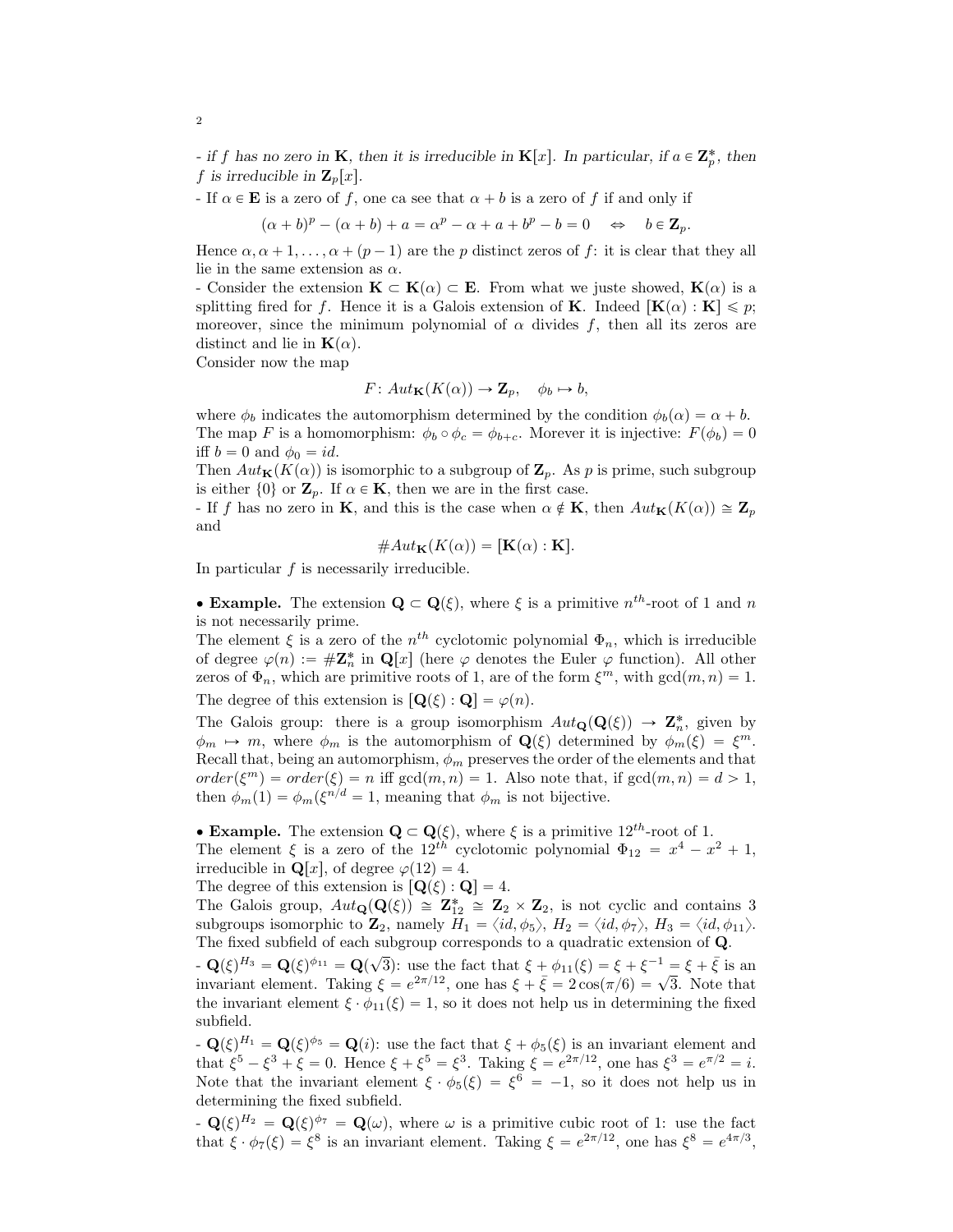- *if $f$ has no zero in $\mathbf{K}$, then it is irreducible in $\mathbf{K}[x]$. In particular, if $a \in \mathbf{Z}_p^*$, then $f$ is irreducible in $\mathbf{Z}_p[x]$.*

- If $\alpha \in \mathbf{E}$ is a zero of $f$, one ca see that $\alpha + b$ is a zero of $f$ if and only if

$$(\alpha+b)^p - (\alpha+b) + a = \alpha^p - \alpha + a + b^p - b = 0 \quad \Leftrightarrow \quad b \in \mathbf{Z}_p.$$

Hence $\alpha, \alpha+1, \ldots, \alpha+(p-1)$ are the $p$ distinct zeros of $f$: it is clear that they all lie in the same extension as $\alpha$.

- Consider the extension $\mathbf{K} \subset \mathbf{K}(\alpha) \subset \mathbf{E}$. From what we juste showed, $\mathbf{K}(\alpha)$ is a splitting fired for $f$. Hence it is a Galois extension of $\mathbf{K}$. Indeed $[\mathbf{K}(\alpha) : \mathbf{K}] \leqslant p$; moreover, since the minimum polynomial of $\alpha$ divides $f$, then all its zeros are distinct and lie in $\mathbf{K}(\alpha)$.

Consider now the map

$$F\colon Aut_{\mathbf{K}}(K(\alpha)) \to \mathbf{Z}_p, \quad \phi_b \mapsto b,$$

where $\phi_b$ indicates the automorphism determined by the condition $\phi_b(\alpha) = \alpha + b$. The map $F$ is a homomorphism: $\phi_b \circ \phi_c = \phi_{b+c}$. Morever it is injective: $F(\phi_b) = 0$ iff $b = 0$ and $\phi_0 = id$.

Then $Aut_{\mathbf{K}}(K(\alpha))$ is isomorphic to a subgroup of $\mathbf{Z}_p$. As $p$ is prime, such subgroup is either $\{0\}$ or $\mathbf{Z}_p$. If $\alpha \in \mathbf{K}$, then we are in the first case.

- If $f$ has no zero in $\mathbf{K}$, and this is the case when $\alpha \notin \mathbf{K}$, then $Aut_{\mathbf{K}}(K(\alpha)) \cong \mathbf{Z}_p$ and

$$\# Aut_{\mathbf{K}}(K(\alpha)) = [\mathbf{K}(\alpha) : \mathbf{K}].$$

In particular $f$ is necessarily irreducible.

• **Example.** The extension $\mathbf{Q} \subset \mathbf{Q}(\xi)$, where $\xi$ is a primitive $n^{th}$-root of 1 and $n$ is not necessarily prime.

The element $\xi$ is a zero of the $n^{th}$ cyclotomic polynomial $\Phi_n$, which is irreducible of degree $\varphi(n) := \#\mathbf{Z}_n^*$ in $\mathbf{Q}[x]$ (here $\varphi$ denotes the Euler $\varphi$ function). All other zeros of $\Phi_n$, which are primitive roots of 1, are of the form $\xi^m$, with $\gcd(m,n) = 1$.

The degree of this extension is $[\mathbf{Q}(\xi) : \mathbf{Q}] = \varphi(n)$.

The Galois group: there is a group isomorphism $Aut_{\mathbf{Q}}(\mathbf{Q}(\xi)) \to \mathbf{Z}_n^*$, given by $\phi_m \mapsto m$, where $\phi_m$ is the automorphism of $\mathbf{Q}(\xi)$ determined by $\phi_m(\xi) = \xi^m$. Recall that, being an automorphism, $\phi_m$ preserves the order of the elements and that $order(\xi^m) = order(\xi) = n$ iff $\gcd(m,n) = 1$. Also note that, if $\gcd(m,n) = d > 1$, then $\phi_m(1) = \phi_m(\xi^{n/d} = 1$, meaning that $\phi_m$ is not bijective.

• **Example.** The extension $\mathbf{Q} \subset \mathbf{Q}(\xi)$, where $\xi$ is a primitive $12^{th}$-root of 1.

The element $\xi$ is a zero of the $12^{th}$ cyclotomic polynomial $\Phi_{12} = x^4 - x^2 + 1$, irreducible in $\mathbf{Q}[x]$, of degree $\varphi(12) = 4$.

The degree of this extension is $[\mathbf{Q}(\xi) : \mathbf{Q}] = 4$.

The Galois group, $Aut_{\mathbf{Q}}(\mathbf{Q}(\xi)) \cong \mathbf{Z}_{12}^* \cong \mathbf{Z}_2 \times \mathbf{Z}_2$, is not cyclic and contains 3 subgroups isomorphic to $\mathbf{Z}_2$, namely $H_1 = \langle id, \phi_5 \rangle$, $H_2 = \langle id, \phi_7 \rangle$, $H_3 = \langle id, \phi_{11} \rangle$. The fixed subfield of each subgroup corresponds to a quadratic extension of $\mathbf{Q}$.

- $\mathbf{Q}(\xi)^{H_3} = \mathbf{Q}(\xi)^{\phi_{11}} = \mathbf{Q}(\sqrt{3})$: use the fact that $\xi + \phi_{11}(\xi) = \xi + \xi^{-1} = \xi + \bar{\xi}$ is an invariant element. Taking $\xi = e^{2\pi/12}$, one has $\xi + \bar{\xi} = 2\cos(\pi/6) = \sqrt{3}$. Note that the invariant element $\xi \cdot \phi_{11}(\xi) = 1$, so it does not help us in determining the fixed subfield.

- $\mathbf{Q}(\xi)^{H_1} = \mathbf{Q}(\xi)^{\phi_5} = \mathbf{Q}(i)$: use the fact that $\xi + \phi_5(\xi)$ is an invariant element and that $\xi^5 - \xi^3 + \xi = 0$. Hence $\xi + \xi^5 = \xi^3$. Taking $\xi = e^{2\pi/12}$, one has $\xi^3 = e^{\pi/2} = i$. Note that the invariant element $\xi \cdot \phi_5(\xi) = \xi^6 = -1$, so it does not help us in determining the fixed subfield.

- $\mathbf{Q}(\xi)^{H_2} = \mathbf{Q}(\xi)^{\phi_7} = \mathbf{Q}(\omega)$, where $\omega$ is a primitive cubic root of 1: use the fact that $\xi \cdot \phi_7(\xi) = \xi^8$ is an invariant element. Taking $\xi = e^{2\pi/12}$, one has $\xi^8 = e^{4\pi/3}$,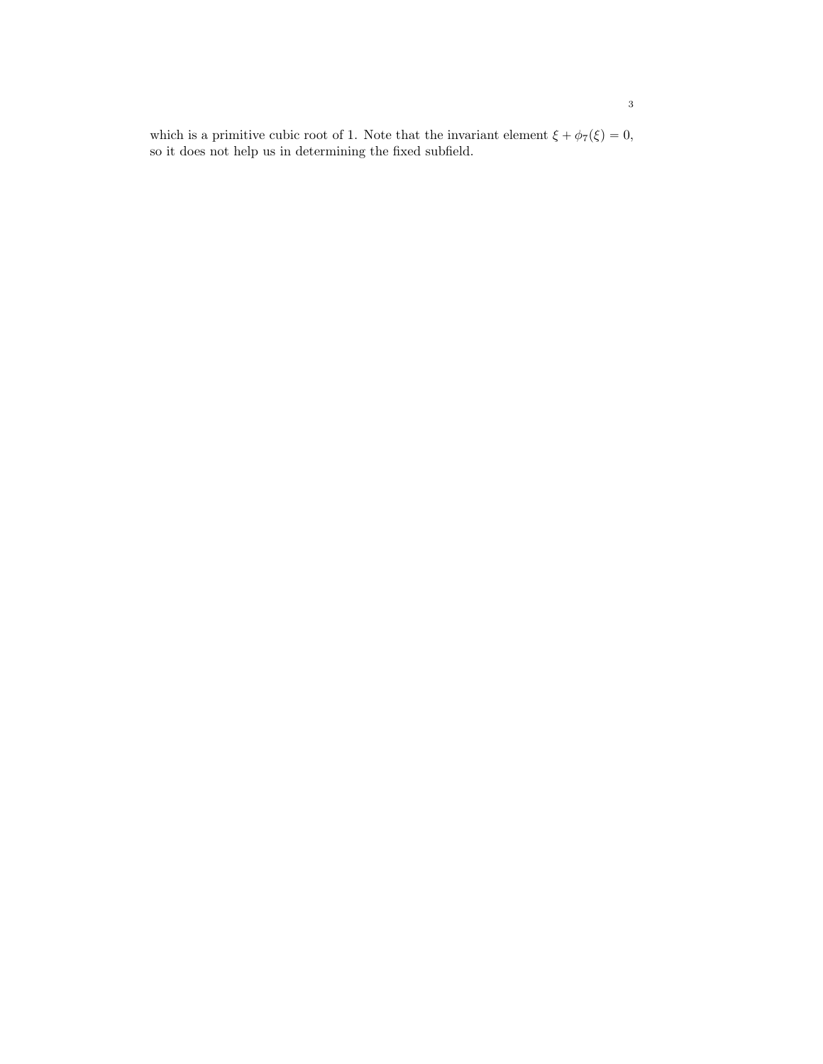which is a primitive cubic root of 1. Note that the invariant element $\xi + \phi_7(\xi) = 0$, so it does not help us in determining the fixed subfield.